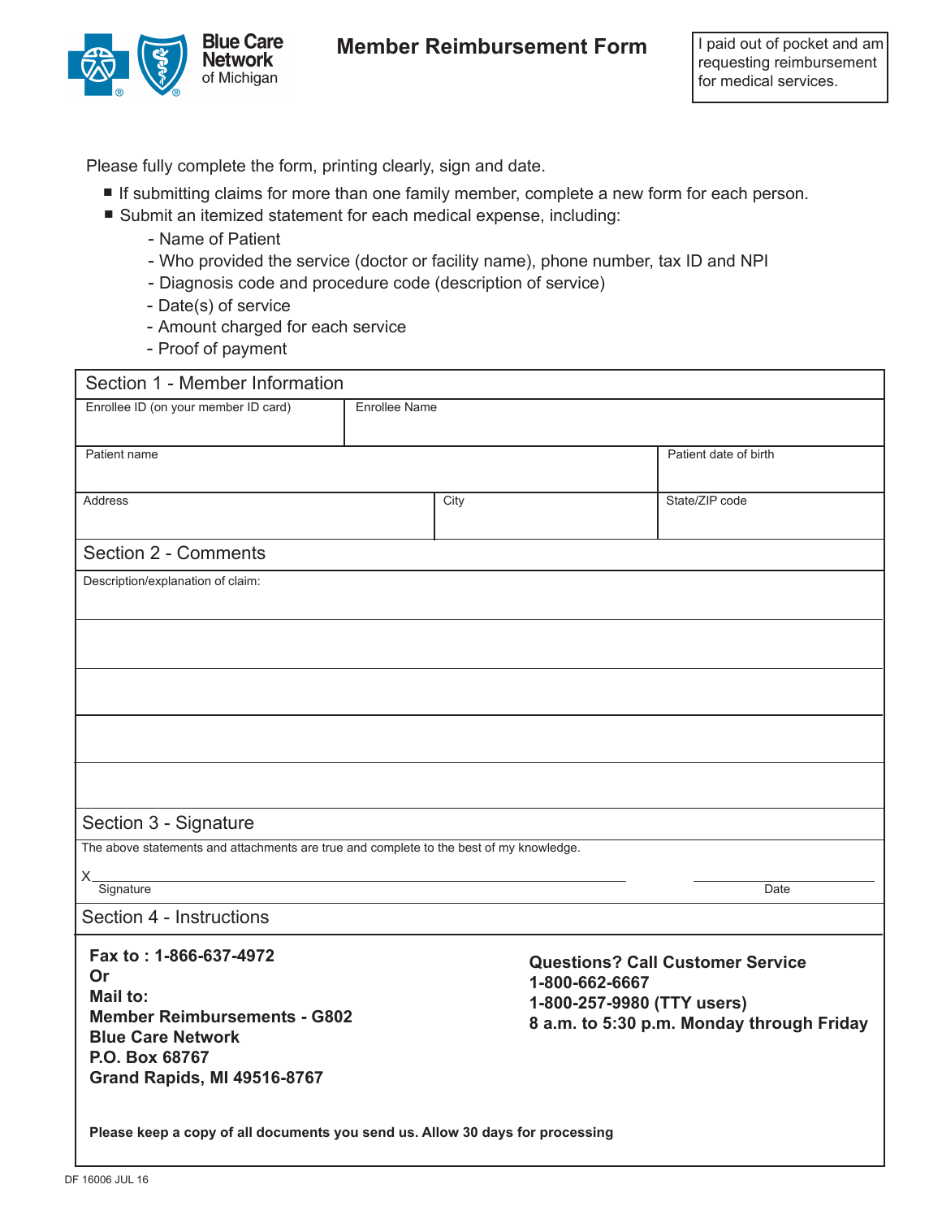Blue Care Network of Michigan

# Member Reimbursement Form

I paid out of pocket and am requesting reimbursement for medical services.

Please fully complete the form, printing clearly, sign and date.

- If submitting claims for more than one family member, complete a new form for each person.
- Submit an itemized statement for each medical expense, including:
  - Name of Patient
  - Who provided the service (doctor or facility name), phone number, tax ID and NPI
  - Diagnosis code and procedure code (description of service)
  - Date(s) of service
  - Amount charged for each service
  - Proof of payment

## Section 1 - Member Information

| Enrollee ID (on your member ID card) | Enrollee Name | |
|---|---|---|
| Patient name | | Patient date of birth |
| Address | City | State/ZIP code |

## Section 2 - Comments

Description/explanation of claim:

## Section 3 - Signature

The above statements and attachments are true and complete to the best of my knowledge.

X________________________________________ Signature

________________ Date

## Section 4 - Instructions

**Fax to : 1-866-637-4972**
**Or**
**Mail to:**
**Member Reimbursements - G802**
**Blue Care Network**
**P.O. Box 68767**
**Grand Rapids, MI 49516-8767**

**Questions? Call Customer Service**
**1-800-662-6667**
**1-800-257-9980 (TTY users)**
**8 a.m. to 5:30 p.m. Monday through Friday**

**Please keep a copy of all documents you send us. Allow 30 days for processing**

DF 16006 JUL 16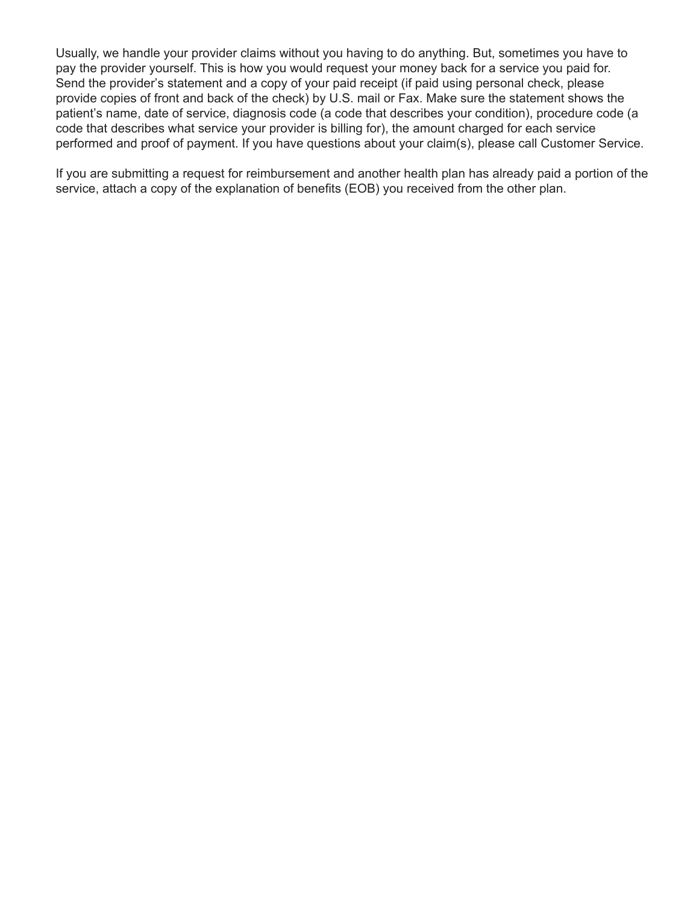Usually, we handle your provider claims without you having to do anything. But, sometimes you have to pay the provider yourself. This is how you would request your money back for a service you paid for. Send the provider's statement and a copy of your paid receipt (if paid using personal check, please provide copies of front and back of the check) by U.S. mail or Fax. Make sure the statement shows the patient's name, date of service, diagnosis code (a code that describes your condition), procedure code (a code that describes what service your provider is billing for), the amount charged for each service performed and proof of payment. If you have questions about your claim(s), please call Customer Service.

If you are submitting a request for reimbursement and another health plan has already paid a portion of the service, attach a copy of the explanation of benefits (EOB) you received from the other plan.